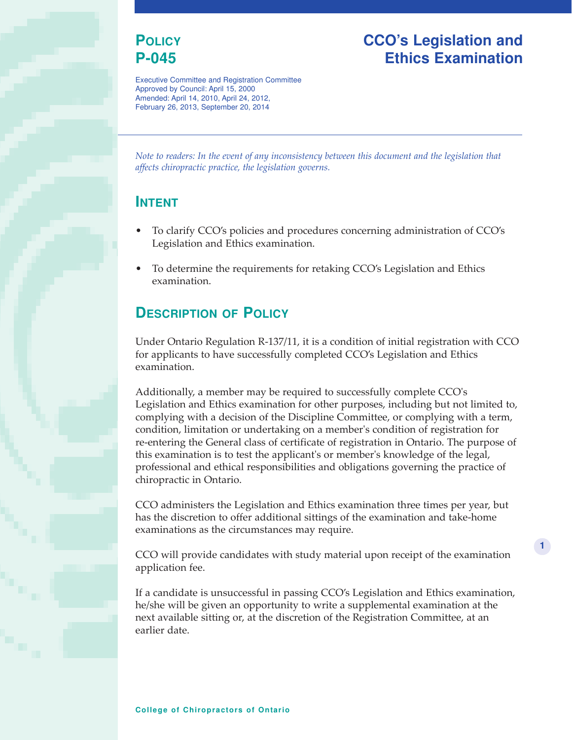# Policy P-045

# CCO's Legislation and Ethics Examination

Executive Committee and Registration Committee
Approved by Council: April 15, 2000
Amended: April 14, 2010, April 24, 2012, February 26, 2013, September 20, 2014

*Note to readers: In the event of any inconsistency between this document and the legislation that affects chiropractic practice, the legislation governs.*

## Intent

- To clarify CCO's policies and procedures concerning administration of CCO's Legislation and Ethics examination.
- To determine the requirements for retaking CCO's Legislation and Ethics examination.

## Description of Policy

Under Ontario Regulation R-137/11, it is a condition of initial registration with CCO for applicants to have successfully completed CCO's Legislation and Ethics examination.

Additionally, a member may be required to successfully complete CCO's Legislation and Ethics examination for other purposes, including but not limited to, complying with a decision of the Discipline Committee, or complying with a term, condition, limitation or undertaking on a member's condition of registration for re-entering the General class of certificate of registration in Ontario. The purpose of this examination is to test the applicant's or member's knowledge of the legal, professional and ethical responsibilities and obligations governing the practice of chiropractic in Ontario.

CCO administers the Legislation and Ethics examination three times per year, but has the discretion to offer additional sittings of the examination and take-home examinations as the circumstances may require.

CCO will provide candidates with study material upon receipt of the examination application fee.

If a candidate is unsuccessful in passing CCO's Legislation and Ethics examination, he/she will be given an opportunity to write a supplemental examination at the next available sitting or, at the discretion of the Registration Committee, at an earlier date.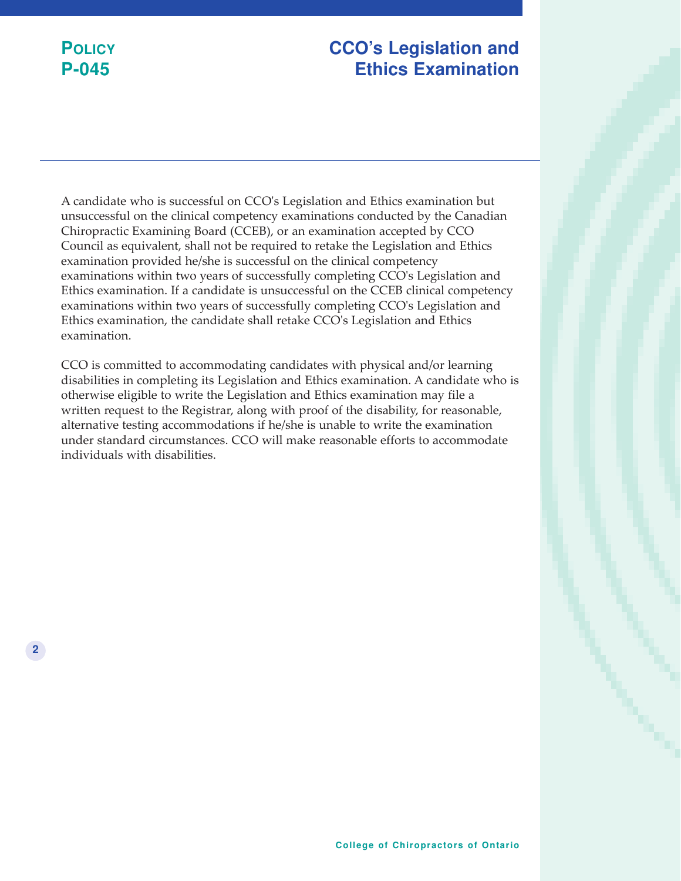**Policy P-045**

# CCO's Legislation and Ethics Examination

A candidate who is successful on CCO's Legislation and Ethics examination but unsuccessful on the clinical competency examinations conducted by the Canadian Chiropractic Examining Board (CCEB), or an examination accepted by CCO Council as equivalent, shall not be required to retake the Legislation and Ethics examination provided he/she is successful on the clinical competency examinations within two years of successfully completing CCO's Legislation and Ethics examination. If a candidate is unsuccessful on the CCEB clinical competency examinations within two years of successfully completing CCO's Legislation and Ethics examination, the candidate shall retake CCO's Legislation and Ethics examination.

CCO is committed to accommodating candidates with physical and/or learning disabilities in completing its Legislation and Ethics examination. A candidate who is otherwise eligible to write the Legislation and Ethics examination may file a written request to the Registrar, along with proof of the disability, for reasonable, alternative testing accommodations if he/she is unable to write the examination under standard circumstances. CCO will make reasonable efforts to accommodate individuals with disabilities.